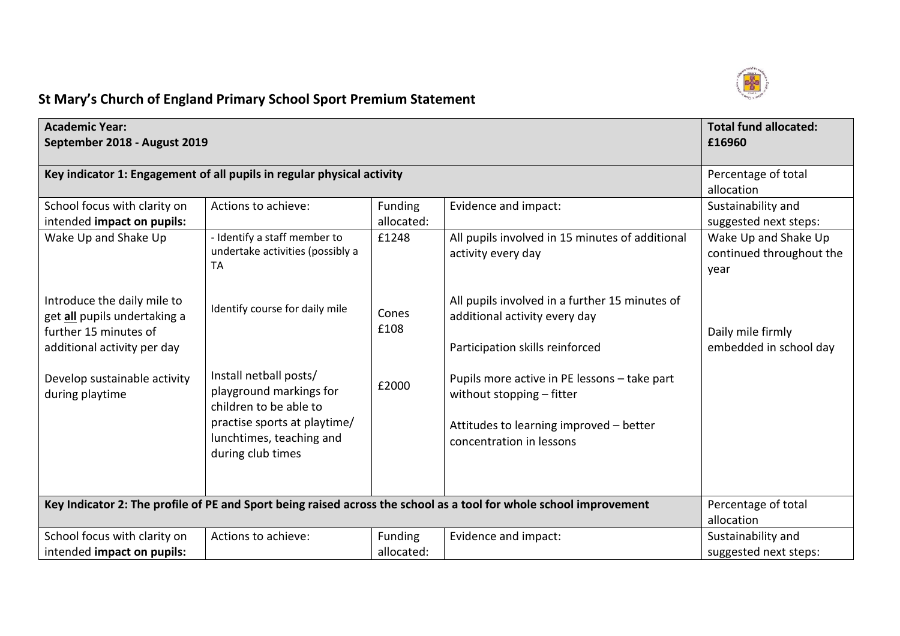# St Mary's Church of England Primary School Sport Premium Statement

| **Academic Year:** **September 2018 - August 2019** | | | | **Total fund allocated:** **£16960** |
|---|---|---|---|---|
| **Key indicator 1: Engagement of all pupils in regular physical activity** | | | | Percentage of total allocation |
| School focus with clarity on intended **impact on pupils:** | Actions to achieve: | Funding allocated: | Evidence and impact: | Sustainability and suggested next steps: |
| Wake Up and Shake Up<br><br>Introduce the daily mile to get **all** pupils undertaking a further 15 minutes of additional activity per day<br><br>Develop sustainable activity during playtime | - Identify a staff member to undertake activities (possibly a TA<br><br>Identify course for daily mile<br><br>Install netball posts/ playground markings for children to be able to practise sports at playtime/ lunchtimes, teaching and during club times | £1248<br><br>Cones £108<br><br>£2000 | All pupils involved in 15 minutes of additional activity every day<br><br>All pupils involved in a further 15 minutes of additional activity every day<br><br>Participation skills reinforced<br><br>Pupils more active in PE lessons – take part without stopping – fitter<br><br>Attitudes to learning improved – better concentration in lessons | Wake Up and Shake Up continued throughout the year<br><br>Daily mile firmly embedded in school day |
| **Key Indicator 2: The profile of PE and Sport being raised across the school as a tool for whole school improvement** | | | | Percentage of total allocation |
| School focus with clarity on intended **impact on pupils:** | Actions to achieve: | Funding allocated: | Evidence and impact: | Sustainability and suggested next steps: |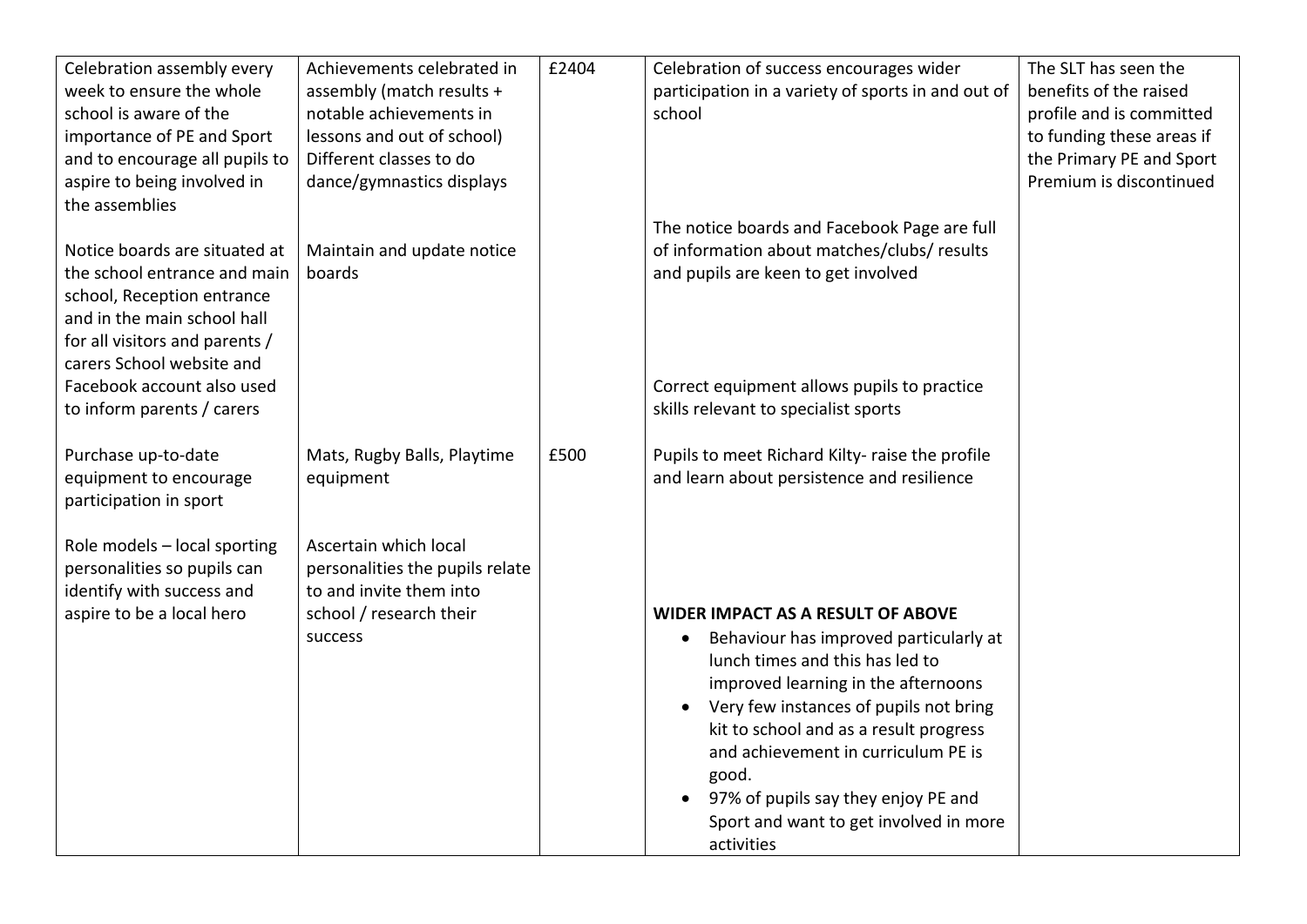| | | | | |
|---|---|---|---|---|
| Celebration assembly every week to ensure the whole school is aware of the importance of PE and Sport and to encourage all pupils to aspire to being involved in the assemblies<br><br>Notice boards are situated at the school entrance and main school, Reception entrance and in the main school hall for all visitors and parents / carers School website and Facebook account also used to inform parents / carers<br><br>Purchase up-to-date equipment to encourage participation in sport<br><br>Role models – local sporting personalities so pupils can identify with success and aspire to be a local hero | Achievements celebrated in assembly (match results + notable achievements in lessons and out of school) Different classes to do dance/gymnastics displays<br><br>Maintain and update notice boards<br><br>Mats, Rugby Balls, Playtime equipment<br><br>Ascertain which local personalities the pupils relate to and invite them into school / research their success | £2404<br><br>£500 | Celebration of success encourages wider participation in a variety of sports in and out of school<br><br>The notice boards and Facebook Page are full of information about matches/clubs/ results and pupils are keen to get involved<br><br>Correct equipment allows pupils to practice skills relevant to specialist sports<br><br>Pupils to meet Richard Kilty- raise the profile and learn about persistence and resilience<br><br>**WIDER IMPACT AS A RESULT OF ABOVE**<br>• Behaviour has improved particularly at lunch times and this has led to improved learning in the afternoons<br>• Very few instances of pupils not bring kit to school and as a result progress and achievement in curriculum PE is good.<br>• 97% of pupils say they enjoy PE and Sport and want to get involved in more activities | The SLT has seen the benefits of the raised profile and is committed to funding these areas if the Primary PE and Sport Premium is discontinued |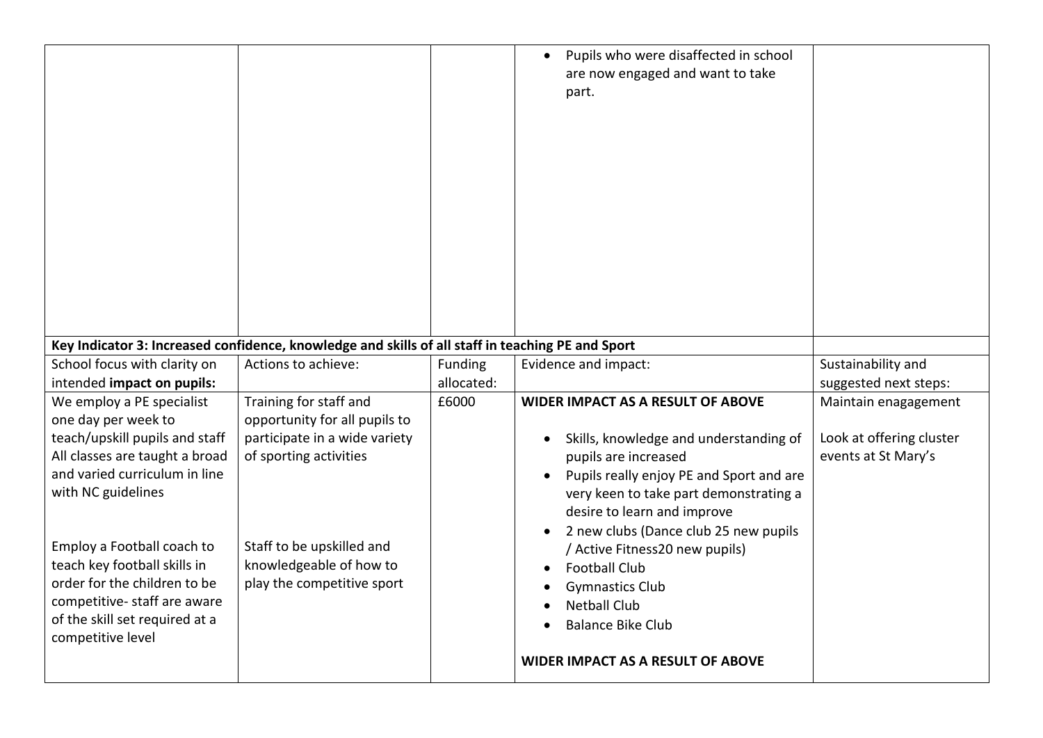| | | | Evidence and impact: | |
|---|---|---|---|---|
| | | | • Pupils who were disaffected in school are now engaged and want to take part. | |
| **Key Indicator 3: Increased confidence, knowledge and skills of all staff in teaching PE and Sport** | | | | |
| School focus with clarity on intended **impact on pupils:** | Actions to achieve: | Funding allocated: | Evidence and impact: | Sustainability and suggested next steps: |
| We employ a PE specialist one day per week to teach/upskill pupils and staff All classes are taught a broad and varied curriculum in line with NC guidelines<br><br>Employ a Football coach to teach key football skills in order for the children to be competitive- staff are aware of the skill set required at a competitive level | Training for staff and opportunity for all pupils to participate in a wide variety of sporting activities<br><br>Staff to be upskilled and knowledgeable of how to play the competitive sport | £6000 | **WIDER IMPACT AS A RESULT OF ABOVE**<br><br>• Skills, knowledge and understanding of pupils are increased<br>• Pupils really enjoy PE and Sport and are very keen to take part demonstrating a desire to learn and improve<br>• 2 new clubs (Dance club 25 new pupils / Active Fitness20 new pupils)<br>• Football Club<br>• Gymnastics Club<br>• Netball Club<br>• Balance Bike Club<br><br>**WIDER IMPACT AS A RESULT OF ABOVE** | Maintain enagagement<br><br>Look at offering cluster events at St Mary's |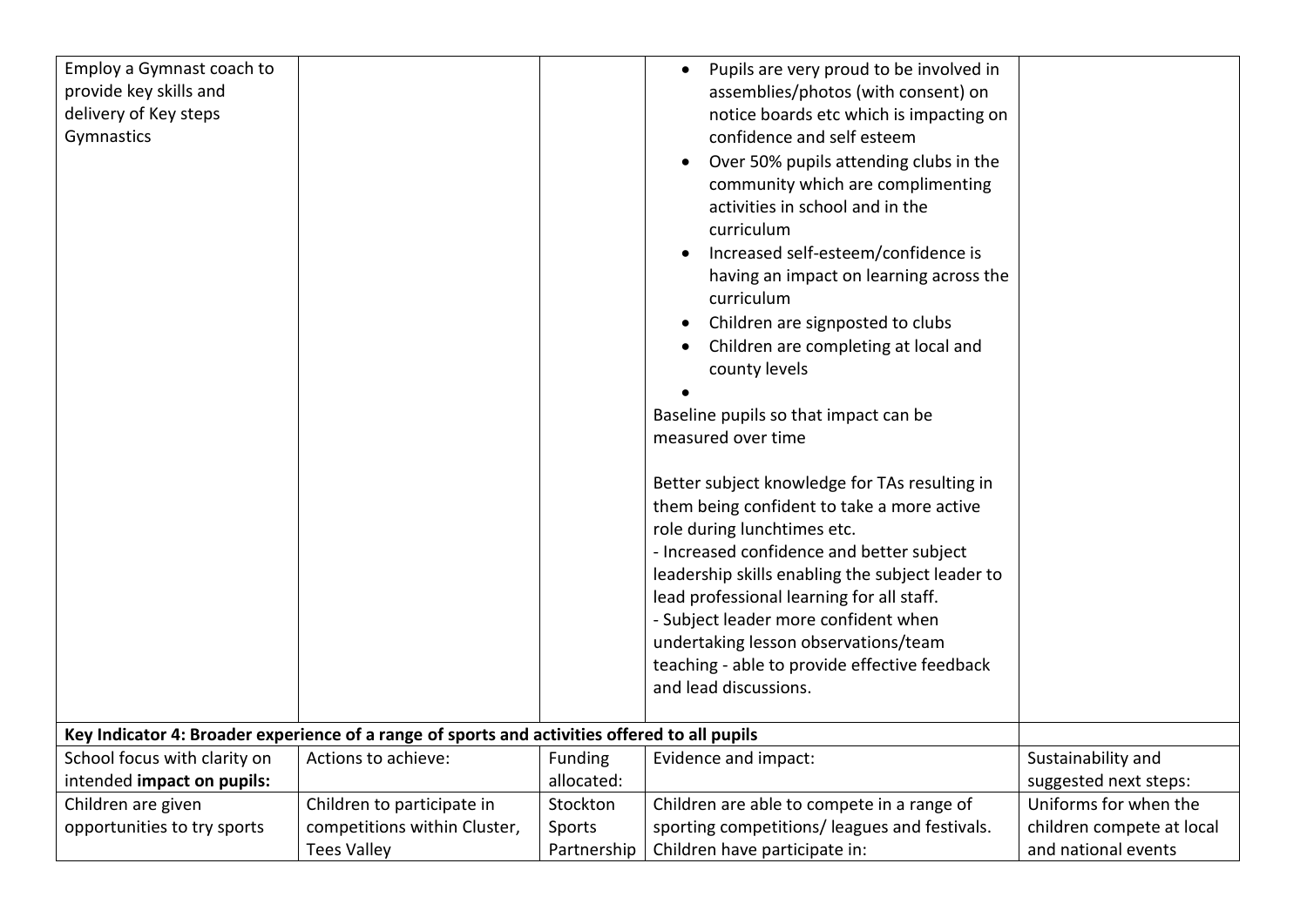| Employ a Gymnast coach to provide key skills and delivery of Key steps Gymnastics | | | • Pupils are very proud to be involved in assemblies/photos (with consent) on notice boards etc which is impacting on confidence and self esteem<br>• Over 50% pupils attending clubs in the community which are complimenting activities in school and in the curriculum<br>• Increased self-esteem/confidence is having an impact on learning across the curriculum<br>• Children are signposted to clubs<br>• Children are completing at local and county levels<br>•<br>Baseline pupils so that impact can be measured over time<br><br>Better subject knowledge for TAs resulting in them being confident to take a more active role during lunchtimes etc.<br>- Increased confidence and better subject leadership skills enabling the subject leader to lead professional learning for all staff.<br>- Subject leader more confident when undertaking lesson observations/team teaching - able to provide effective feedback and lead discussions. | |
|---|---|---|---|---|
| **Key Indicator 4: Broader experience of a range of sports and activities offered to all pupils** | | | | |
| School focus with clarity on intended **impact on pupils:** | Actions to achieve: | Funding allocated: | Evidence and impact: | Sustainability and suggested next steps: |
| Children are given opportunities to try sports | Children to participate in competitions within Cluster, Tees Valley | Stockton Sports Partnership | Children are able to compete in a range of sporting competitions/ leagues and festivals.<br>Children have participate in: | Uniforms for when the children compete at local and national events |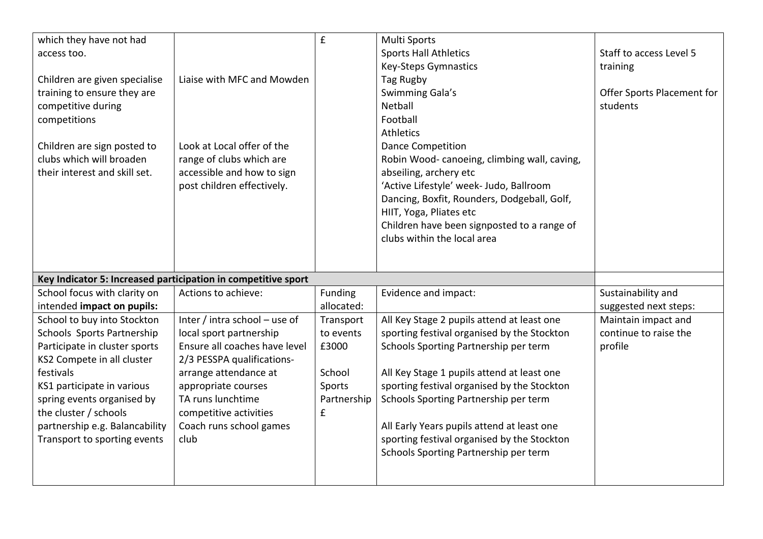| | | | | |
|---|---|---|---|---|
| which they have not had access too.<br><br>Children are given specialise training to ensure they are competitive during competitions<br><br>Children are sign posted to clubs which will broaden their interest and skill set. | Liaise with MFC and Mowden<br><br>Look at Local offer of the range of clubs which are accessible and how to sign post children effectively. | £ | Multi Sports<br>Sports Hall Athletics<br>Key-Steps Gymnastics<br>Tag Rugby<br>Swimming Gala's<br>Netball<br>Football<br>Athletics<br>Dance Competition<br>Robin Wood- canoeing, climbing wall, caving, abseiling, archery etc<br>'Active Lifestyle' week- Judo, Ballroom Dancing, Boxfit, Rounders, Dodgeball, Golf, HIIT, Yoga, Pliates etc<br>Children have been signposted to a range of clubs within the local area | Staff to access Level 5 training<br><br>Offer Sports Placement for students |

| **Key Indicator 5: Increased participation in competitive sport** | | | | |
|---|---|---|---|---|
| School focus with clarity on intended **impact on pupils:** | Actions to achieve: | Funding allocated: | Evidence and impact: | Sustainability and suggested next steps: |
| School to buy into Stockton Schools Sports Partnership<br>Participate in cluster sports<br>KS2 Compete in all cluster festivals<br>KS1 participate in various spring events organised by the cluster / schools partnership e.g. Balancability<br>Transport to sporting events | Inter / intra school – use of local sport partnership<br>Ensure all coaches have level 2/3 PESSPA qualifications- arrange attendance at appropriate courses<br>TA runs lunchtime competitive activities<br>Coach runs school games club | Transport to events £3000<br><br>School Sports Partnership £ | All Key Stage 2 pupils attend at least one sporting festival organised by the Stockton Schools Sporting Partnership per term<br><br>All Key Stage 1 pupils attend at least one sporting festival organised by the Stockton Schools Sporting Partnership per term<br><br>All Early Years pupils attend at least one sporting festival organised by the Stockton Schools Sporting Partnership per term | Maintain impact and continue to raise the profile |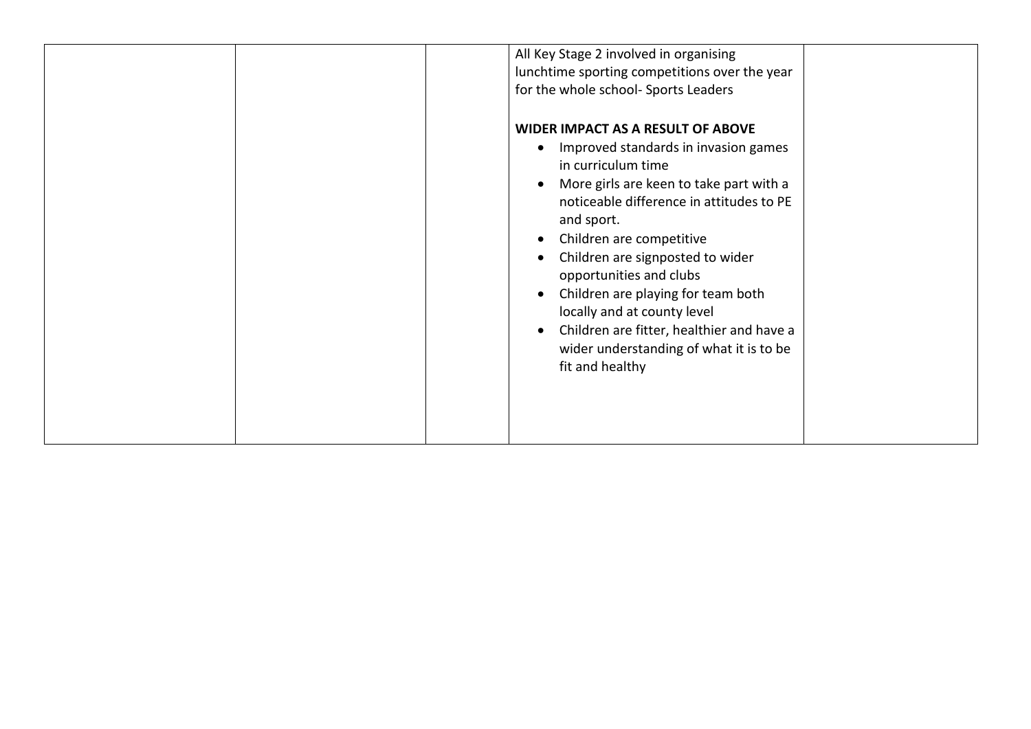| | | | | |
|---|---|---|---|---|
| | | | All Key Stage 2 involved in organising lunchtime sporting competitions over the year for the whole school- Sports Leaders<br><br>**WIDER IMPACT AS A RESULT OF ABOVE**<br>• Improved standards in invasion games in curriculum time<br>• More girls are keen to take part with a noticeable difference in attitudes to PE and sport.<br>• Children are competitive<br>• Children are signposted to wider opportunities and clubs<br>• Children are playing for team both locally and at county level<br>• Children are fitter, healthier and have a wider understanding of what it is to be fit and healthy | |